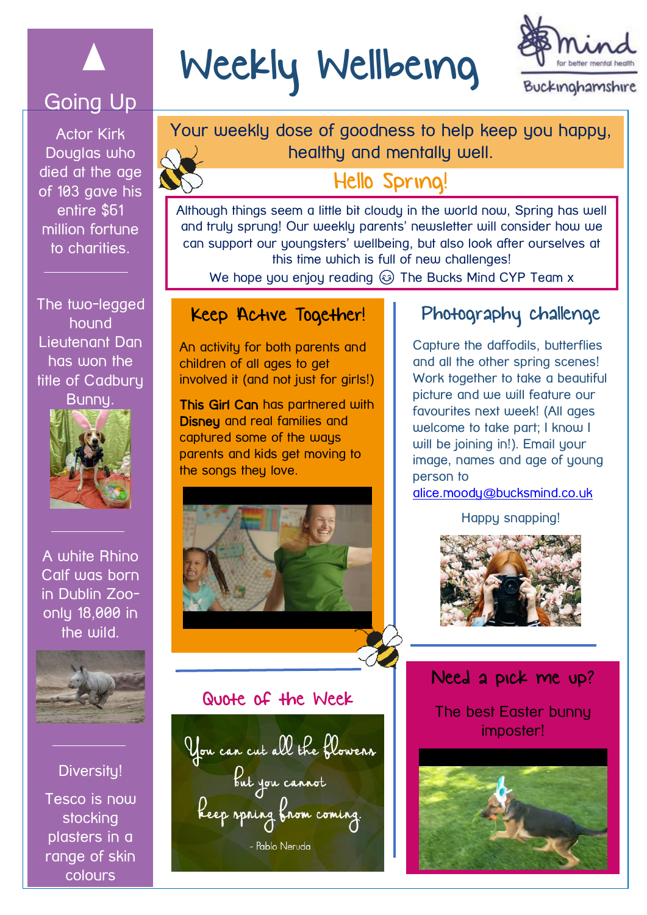# Weekly Wellbeing

Mind for better mental health — Buckinghamshire

Your weekly dose of goodness to help keep you happy, healthy and mentally well.

## Hello Spring!

Although things seem a little bit cloudy in the world now, Spring has well and truly sprung! Our weekly parents' newsletter will consider how we can support our youngsters' wellbeing, but also look after ourselves at this time which is full of new challenges!

We hope you enjoy reading 😊 The Bucks Mind CYP Team x

## Going Up

Actor Kirk Douglas who died at the age of 103 gave his entire $61 million fortune to charities.

The two-legged hound Lieutenant Dan has won the title of Cadbury Bunny.

A white Rhino Calf was born in Dublin Zoo- only 18,000 in the wild.

Diversity!

Tesco is now stocking plasters in a range of skin colours

## Keep Active Together!

An activity for both parents and children of all ages to get involved it (and not just for girls!)

**This Girl Can** has partnered with **Disney** and real families and captured some of the ways parents and kids get moving to the songs they love.

## Photography challenge

Capture the daffodils, butterflies and all the other spring scenes! Work together to take a beautiful picture and we will feature our favourites next week! (All ages welcome to take part; I know I will be joining in!). Email your image, names and age of young person to alice.moody@bucksmind.co.uk

Happy snapping!

## Quote of the Week

You can cut all the flowers but you cannot keep spring from coming.

- Pablo Neruda

## Need a pick me up?

The best Easter bunny imposter!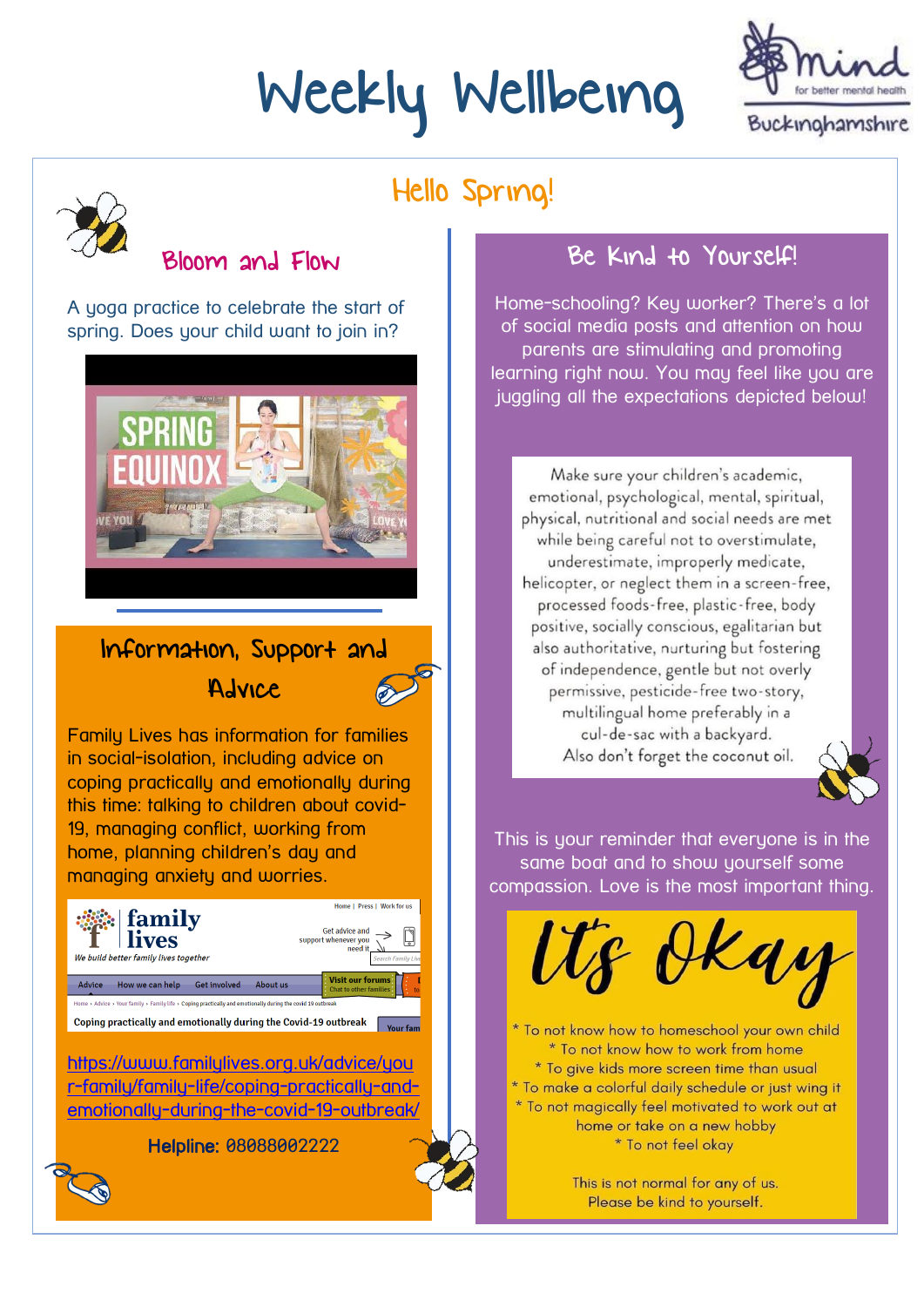# Weekly Wellbeing

Mind for better mental health Buckinghamshire

## Hello Spring!

### Bloom and Flow

A yoga practice to celebrate the start of spring. Does your child want to join in?

SPRING EQUINOX

### Information, Support and Advice

Family Lives has information for families in social-isolation, including advice on coping practically and emotionally during this time: talking to children about covid-19, managing conflict, working from home, planning children's day and managing anxiety and worries.

family lives
We build better family lives together

Coping practically and emotionally during the Covid-19 outbreak

https://www.familylives.org.uk/advice/your-family/family-life/coping-practically-and-emotionally-during-the-covid-19-outbreak/

**Helpline:** 08088002222

### Be Kind to Yourself!

Home-schooling? Key worker? There's a lot of social media posts and attention on how parents are stimulating and promoting learning right now. You may feel like you are juggling all the expectations depicted below!

Make sure your children's academic, emotional, psychological, mental, spiritual, physical, nutritional and social needs are met while being careful not to overstimulate, underestimate, improperly medicate, helicopter, or neglect them in a screen-free, processed foods-free, plastic-free, body positive, socially conscious, egalitarian but also authoritative, nurturing but fostering of independence, gentle but not overly permissive, pesticide-free two-story, multilingual home preferably in a cul-de-sac with a backyard.
Also don't forget the coconut oil.

This is your reminder that everyone is in the same boat and to show yourself some compassion. Love is the most important thing.

**It's Okay**

* To not know how to homeschool your own child
* To not know how to work from home
* To give kids more screen time than usual
* To make a colorful daily schedule or just wing it
* To not magically feel motivated to work out at home or take on a new hobby
* To not feel okay

This is not normal for any of us.
Please be kind to yourself.